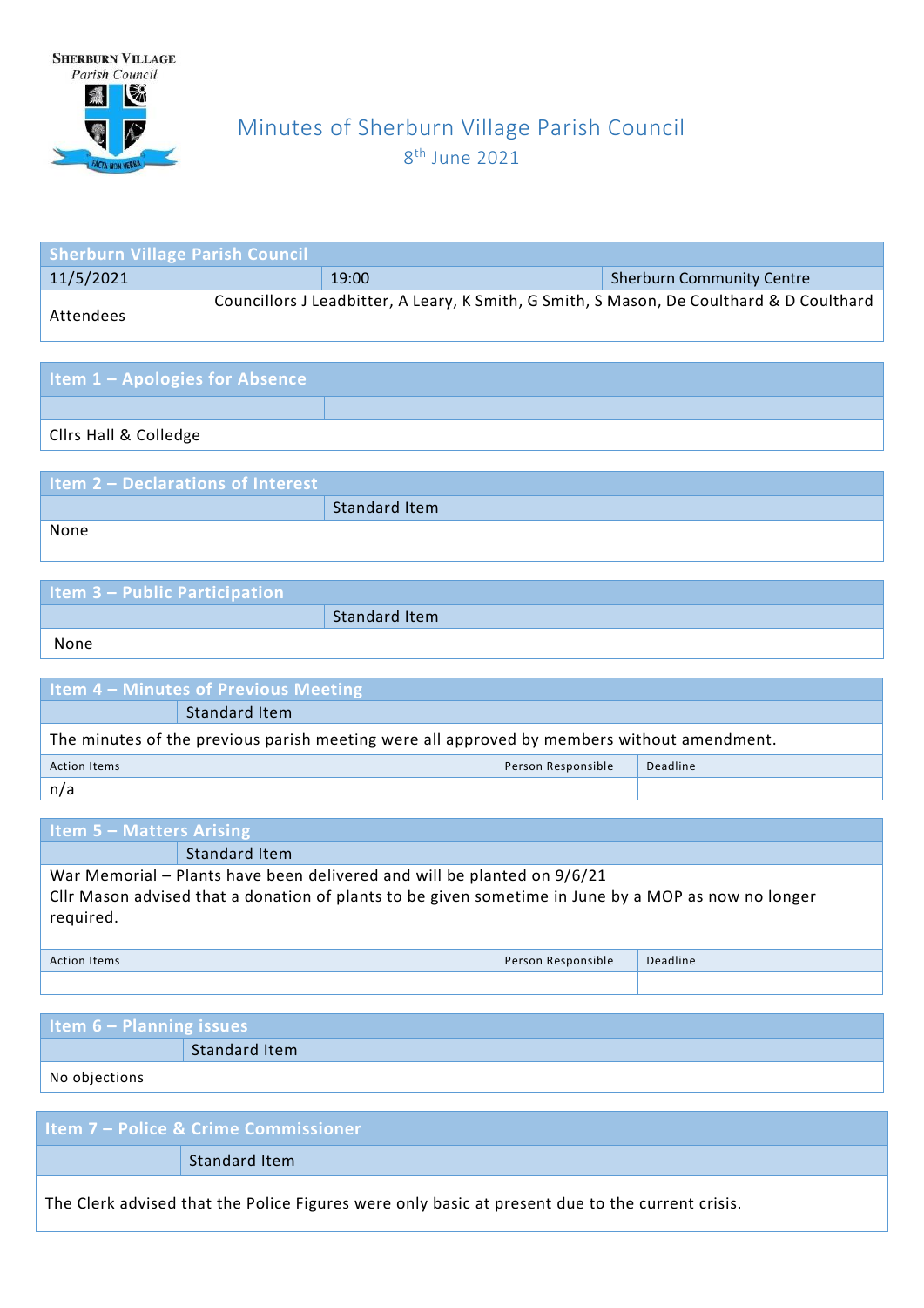SHERBURN VILLAGE
*Parish Council*

FACTA NON VERBA

# Minutes of Sherburn Village Parish Council

8th June 2021

| Sherburn Village Parish Council | | |
|---|---|---|
| 11/5/2021 | 19:00 | Sherburn Community Centre |
| Attendees | Councillors J Leadbitter, A Leary, K Smith, G Smith, S Mason, De Coulthard & D Coulthard | |

## Item 1 – Apologies for Absence

Cllrs Hall & Colledge

## Item 2 – Declarations of Interest

Standard Item

None

## Item 3 – Public Participation

Standard Item

None

## Item 4 – Minutes of Previous Meeting

Standard Item

The minutes of the previous parish meeting were all approved by members without amendment.

| Action Items | Person Responsible | Deadline |
|---|---|---|
| n/a | | |

## Item 5 – Matters Arising

Standard Item

War Memorial – Plants have been delivered and will be planted on 9/6/21
Cllr Mason advised that a donation of plants to be given sometime in June by a MOP as now no longer required.

| Action Items | Person Responsible | Deadline |
|---|---|---|
| | | |

## Item 6 – Planning issues

Standard Item

No objections

## Item 7 – Police & Crime Commissioner

Standard Item

The Clerk advised that the Police Figures were only basic at present due to the current crisis.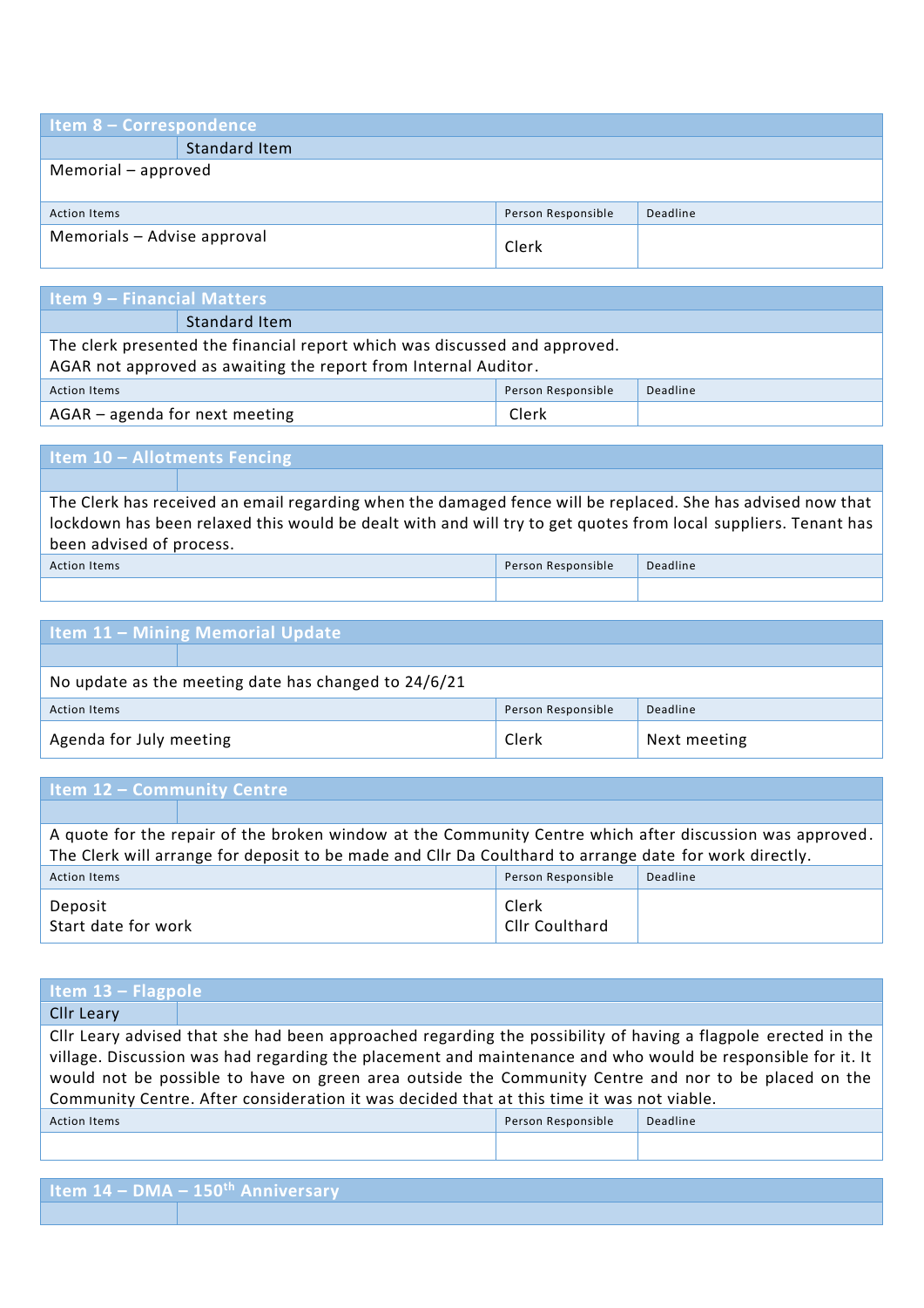## Item 8 – Correspondence

| | Standard Item |
|---|---|

Memorial – approved

| Action Items | Person Responsible | Deadline |
|---|---|---|
| Memorials – Advise approval | Clerk | |

## Item 9 – Financial Matters

| | Standard Item |
|---|---|

The clerk presented the financial report which was discussed and approved.
AGAR not approved as awaiting the report from Internal Auditor.

| Action Items | Person Responsible | Deadline |
|---|---|---|
| AGAR – agenda for next meeting | Clerk | |

## Item 10 – Allotments Fencing

The Clerk has received an email regarding when the damaged fence will be replaced. She has advised now that lockdown has been relaxed this would be dealt with and will try to get quotes from local suppliers. Tenant has been advised of process.

| Action Items | Person Responsible | Deadline |
|---|---|---|
| | | |

## Item 11 – Mining Memorial Update

No update as the meeting date has changed to 24/6/21

| Action Items | Person Responsible | Deadline |
|---|---|---|
| Agenda for July meeting | Clerk | Next meeting |

## Item 12 – Community Centre

A quote for the repair of the broken window at the Community Centre which after discussion was approved. The Clerk will arrange for deposit to be made and Cllr Da Coulthard to arrange date for work directly.

| Action Items | Person Responsible | Deadline |
|---|---|---|
| Deposit<br>Start date for work | Clerk<br>Cllr Coulthard | |

## Item 13 – Flagpole

| Cllr Leary | |
|---|---|

Cllr Leary advised that she had been approached regarding the possibility of having a flagpole erected in the village. Discussion was had regarding the placement and maintenance and who would be responsible for it. It would not be possible to have on green area outside the Community Centre and nor to be placed on the Community Centre. After consideration it was decided that at this time it was not viable.

| Action Items | Person Responsible | Deadline |
|---|---|---|
| | | |

## Item 14 – DMA – 150th Anniversary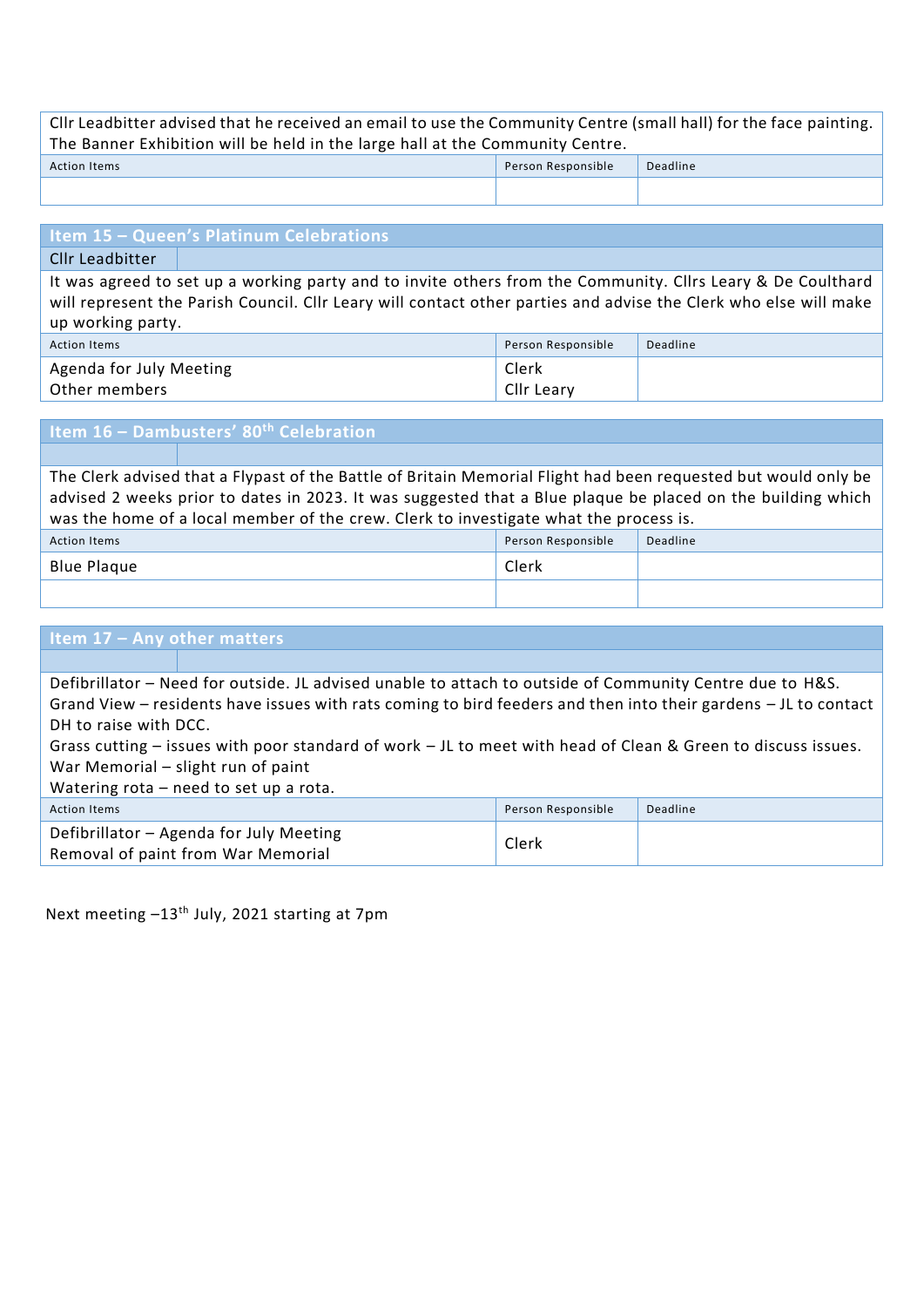Cllr Leadbitter advised that he received an email to use the Community Centre (small hall) for the face painting. The Banner Exhibition will be held in the large hall at the Community Centre.

| Action Items | Person Responsible | Deadline |
|---|---|---|
| | | |

## Item 15 – Queen's Platinum Celebrations

Cllr Leadbitter

It was agreed to set up a working party and to invite others from the Community. Cllrs Leary & De Coulthard will represent the Parish Council. Cllr Leary will contact other parties and advise the Clerk who else will make up working party.

| Action Items | Person Responsible | Deadline |
|---|---|---|
| Agenda for July Meeting<br>Other members | Clerk<br>Cllr Leary | |

## Item 16 – Dambusters' 80th Celebration

The Clerk advised that a Flypast of the Battle of Britain Memorial Flight had been requested but would only be advised 2 weeks prior to dates in 2023. It was suggested that a Blue plaque be placed on the building which was the home of a local member of the crew. Clerk to investigate what the process is.

| Action Items | Person Responsible | Deadline |
|---|---|---|
| Blue Plaque | Clerk | |
| | | |

## Item 17 – Any other matters

Defibrillator – Need for outside. JL advised unable to attach to outside of Community Centre due to H&S.
Grand View – residents have issues with rats coming to bird feeders and then into their gardens – JL to contact DH to raise with DCC.
Grass cutting – issues with poor standard of work – JL to meet with head of Clean & Green to discuss issues.
War Memorial – slight run of paint
Watering rota – need to set up a rota.

| Action Items | Person Responsible | Deadline |
|---|---|---|
| Defibrillator – Agenda for July Meeting<br>Removal of paint from War Memorial | Clerk | |

Next meeting –13th July, 2021 starting at 7pm